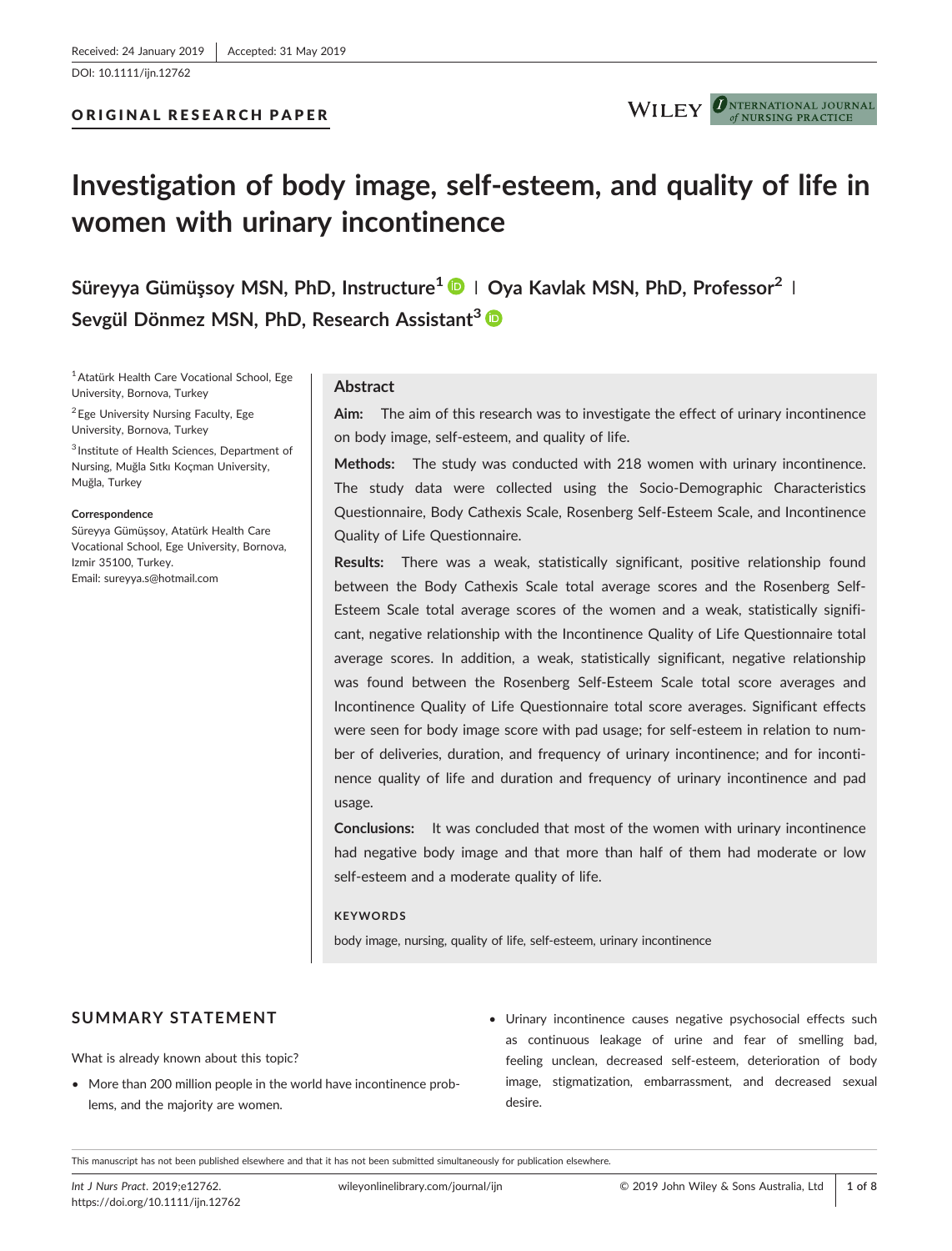Received: 24 January 2019 | Accepted: 31 May 2019

DOI: 10.1111/ijn.12762

ORIGINAL RESEARCH PAPER

# Investigation of body image, self-esteem, and quality of life in women with urinary incontinence

**Süreyya Gümüşsoy MSN, PhD, Instructure[1] | Oya Kavlak MSN, PhD, Professor[2] | Sevgül Dönmez MSN, PhD, Research Assistant[3]**

[1] Atatürk Health Care Vocational School, Ege University, Bornova, Turkey

[2] Ege University Nursing Faculty, Ege University, Bornova, Turkey

[3] Institute of Health Sciences, Department of Nursing, Muğla Sıtkı Koçman University, Muğla, Turkey

**Correspondence**

Süreyya Gümüşsoy, Atatürk Health Care Vocational School, Ege University, Bornova, Izmir 35100, Turkey.
Email: sureyya.s@hotmail.com

## Abstract

**Aim:** The aim of this research was to investigate the effect of urinary incontinence on body image, self-esteem, and quality of life.

**Methods:** The study was conducted with 218 women with urinary incontinence. The study data were collected using the Socio-Demographic Characteristics Questionnaire, Body Cathexis Scale, Rosenberg Self-Esteem Scale, and Incontinence Quality of Life Questionnaire.

**Results:** There was a weak, statistically significant, positive relationship found between the Body Cathexis Scale total average scores and the Rosenberg Self-Esteem Scale total average scores of the women and a weak, statistically significant, negative relationship with the Incontinence Quality of Life Questionnaire total average scores. In addition, a weak, statistically significant, negative relationship was found between the Rosenberg Self-Esteem Scale total score averages and Incontinence Quality of Life Questionnaire total score averages. Significant effects were seen for body image score with pad usage; for self-esteem in relation to number of deliveries, duration, and frequency of urinary incontinence; and for incontinence quality of life and duration and frequency of urinary incontinence and pad usage.

**Conclusions:** It was concluded that most of the women with urinary incontinence had negative body image and that more than half of them had moderate or low self-esteem and a moderate quality of life.

**KEYWORDS**

body image, nursing, quality of life, self-esteem, urinary incontinence

## SUMMARY STATEMENT

What is already known about this topic?

- More than 200 million people in the world have incontinence problems, and the majority are women.
- Urinary incontinence causes negative psychosocial effects such as continuous leakage of urine and fear of smelling bad, feeling unclean, decreased self-esteem, deterioration of body image, stigmatization, embarrassment, and decreased sexual desire.

This manuscript has not been published elsewhere and that it has not been submitted simultaneously for publication elsewhere.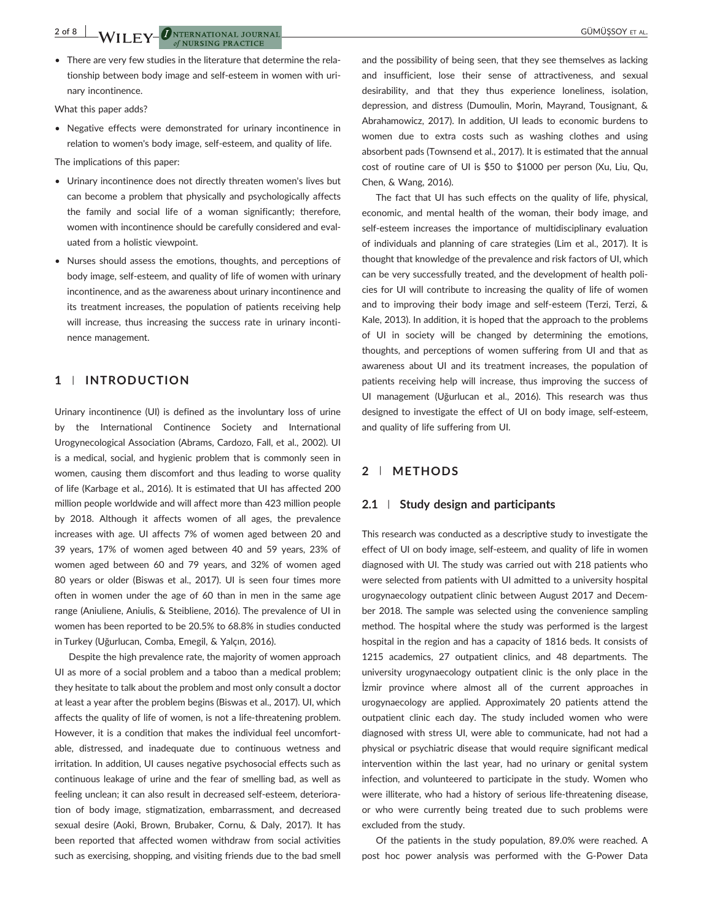- There are very few studies in the literature that determine the relationship between body image and self-esteem in women with urinary incontinence.

What this paper adds?

- Negative effects were demonstrated for urinary incontinence in relation to women's body image, self-esteem, and quality of life.

The implications of this paper:

- Urinary incontinence does not directly threaten women's lives but can become a problem that physically and psychologically affects the family and social life of a woman significantly; therefore, women with incontinence should be carefully considered and evaluated from a holistic viewpoint.
- Nurses should assess the emotions, thoughts, and perceptions of body image, self-esteem, and quality of life of women with urinary incontinence, and as the awareness about urinary incontinence and its treatment increases, the population of patients receiving help will increase, thus increasing the success rate in urinary incontinence management.

## 1 | INTRODUCTION

Urinary incontinence (UI) is defined as the involuntary loss of urine by the International Continence Society and International Urogynecological Association (Abrams, Cardozo, Fall, et al., 2002). UI is a medical, social, and hygienic problem that is commonly seen in women, causing them discomfort and thus leading to worse quality of life (Karbage et al., 2016). It is estimated that UI has affected 200 million people worldwide and will affect more than 423 million people by 2018. Although it affects women of all ages, the prevalence increases with age. UI affects 7% of women aged between 20 and 39 years, 17% of women aged between 40 and 59 years, 23% of women aged between 60 and 79 years, and 32% of women aged 80 years or older (Biswas et al., 2017). UI is seen four times more often in women under the age of 60 than in men in the same age range (Aniuliene, Aniulis, & Steibliene, 2016). The prevalence of UI in women has been reported to be 20.5% to 68.8% in studies conducted in Turkey (Uğurlucan, Comba, Emegil, & Yalçın, 2016).

Despite the high prevalence rate, the majority of women approach UI as more of a social problem and a taboo than a medical problem; they hesitate to talk about the problem and most only consult a doctor at least a year after the problem begins (Biswas et al., 2017). UI, which affects the quality of life of women, is not a life-threatening problem. However, it is a condition that makes the individual feel uncomfortable, distressed, and inadequate due to continuous wetness and irritation. In addition, UI causes negative psychosocial effects such as continuous leakage of urine and the fear of smelling bad, as well as feeling unclean; it can also result in decreased self-esteem, deterioration of body image, stigmatization, embarrassment, and decreased sexual desire (Aoki, Brown, Brubaker, Cornu, & Daly, 2017). It has been reported that affected women withdraw from social activities such as exercising, shopping, and visiting friends due to the bad smell and the possibility of being seen, that they see themselves as lacking and insufficient, lose their sense of attractiveness, and sexual desirability, and that they thus experience loneliness, isolation, depression, and distress (Dumoulin, Morin, Mayrand, Tousignant, & Abrahamowicz, 2017). In addition, UI leads to economic burdens to women due to extra costs such as washing clothes and using absorbent pads (Townsend et al., 2017). It is estimated that the annual cost of routine care of UI is \$50 to \$1000 per person (Xu, Liu, Qu, Chen, & Wang, 2016).

The fact that UI has such effects on the quality of life, physical, economic, and mental health of the woman, their body image, and self-esteem increases the importance of multidisciplinary evaluation of individuals and planning of care strategies (Lim et al., 2017). It is thought that knowledge of the prevalence and risk factors of UI, which can be very successfully treated, and the development of health policies for UI will contribute to increasing the quality of life of women and to improving their body image and self-esteem (Terzi, Terzi, & Kale, 2013). In addition, it is hoped that the approach to the problems of UI in society will be changed by determining the emotions, thoughts, and perceptions of women suffering from UI and that as awareness about UI and its treatment increases, the population of patients receiving help will increase, thus improving the success of UI management (Uğurlucan et al., 2016). This research was thus designed to investigate the effect of UI on body image, self-esteem, and quality of life suffering from UI.

## 2 | METHODS

### 2.1 | Study design and participants

This research was conducted as a descriptive study to investigate the effect of UI on body image, self-esteem, and quality of life in women diagnosed with UI. The study was carried out with 218 patients who were selected from patients with UI admitted to a university hospital urogynaecology outpatient clinic between August 2017 and December 2018. The sample was selected using the convenience sampling method. The hospital where the study was performed is the largest hospital in the region and has a capacity of 1816 beds. It consists of 1215 academics, 27 outpatient clinics, and 48 departments. The university urogynaecology outpatient clinic is the only place in the İzmir province where almost all of the current approaches in urogynaecology are applied. Approximately 20 patients attend the outpatient clinic each day. The study included women who were diagnosed with stress UI, were able to communicate, had not had a physical or psychiatric disease that would require significant medical intervention within the last year, had no urinary or genital system infection, and volunteered to participate in the study. Women who were illiterate, who had a history of serious life-threatening disease, or who were currently being treated due to such problems were excluded from the study.

Of the patients in the study population, 89.0% were reached. A post hoc power analysis was performed with the G-Power Data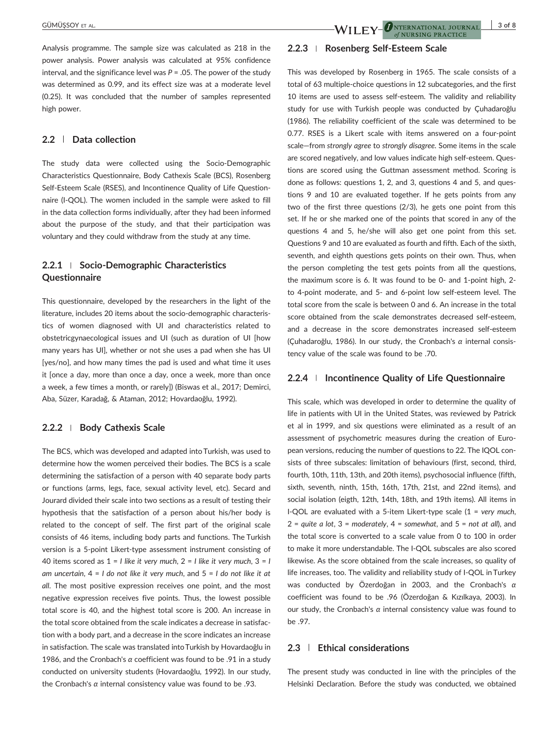Analysis programme. The sample size was calculated as 218 in the power analysis. Power analysis was calculated at 95% confidence interval, and the significance level was $P = .05$. The power of the study was determined as 0.99, and its effect size was at a moderate level (0.25). It was concluded that the number of samples represented high power.

## 2.2 | Data collection

The study data were collected using the Socio-Demographic Characteristics Questionnaire, Body Cathexis Scale (BCS), Rosenberg Self-Esteem Scale (RSES), and Incontinence Quality of Life Questionnaire (I-QOL). The women included in the sample were asked to fill in the data collection forms individually, after they had been informed about the purpose of the study, and that their participation was voluntary and they could withdraw from the study at any time.

### 2.2.1 | Socio-Demographic Characteristics Questionnaire

This questionnaire, developed by the researchers in the light of the literature, includes 20 items about the socio-demographic characteristics of women diagnosed with UI and characteristics related to obstetricgynaecological issues and UI (such as duration of UI [how many years has UI], whether or not she uses a pad when she has UI [yes/no], and how many times the pad is used and what time it uses it [once a day, more than once a day, once a week, more than once a week, a few times a month, or rarely]) (Biswas et al., 2017; Demirci, Aba, Süzer, Karadağ, & Ataman, 2012; Hovardaoğlu, 1992).

### 2.2.2 | Body Cathexis Scale

The BCS, which was developed and adapted into Turkish, was used to determine how the women perceived their bodies. The BCS is a scale determining the satisfaction of a person with 40 separate body parts or functions (arms, legs, face, sexual activity level, etc). Secard and Jourard divided their scale into two sections as a result of testing their hypothesis that the satisfaction of a person about his/her body is related to the concept of self. The first part of the original scale consists of 46 items, including body parts and functions. The Turkish version is a 5-point Likert-type assessment instrument consisting of 40 items scored as 1 = *I like it very much*, 2 = *I like it very much*, 3 = *I am uncertain*, 4 = *I do not like it very much*, and 5 = *I do not like it at all*. The most positive expression receives one point, and the most negative expression receives five points. Thus, the lowest possible total score is 40, and the highest total score is 200. An increase in the total score obtained from the scale indicates a decrease in satisfaction with a body part, and a decrease in the score indicates an increase in satisfaction. The scale was translated into Turkish by Hovardaoğlu in 1986, and the Cronbach's $\alpha$ coefficient was found to be .91 in a study conducted on university students (Hovardaoğlu, 1992). In our study, the Cronbach's $\alpha$ internal consistency value was found to be .93.

### 2.2.3 | Rosenberg Self-Esteem Scale

This was developed by Rosenberg in 1965. The scale consists of a total of 63 multiple-choice questions in 12 subcategories, and the first 10 items are used to assess self-esteem. The validity and reliability study for use with Turkish people was conducted by Çuhadaroğlu (1986). The reliability coefficient of the scale was determined to be 0.77. RSES is a Likert scale with items answered on a four-point scale—from *strongly agree* to *strongly disagree*. Some items in the scale are scored negatively, and low values indicate high self-esteem. Questions are scored using the Guttman assessment method. Scoring is done as follows: questions 1, 2, and 3, questions 4 and 5, and questions 9 and 10 are evaluated together. If he gets points from any two of the first three questions (2/3), he gets one point from this set. If he or she marked one of the points that scored in any of the questions 4 and 5, he/she will also get one point from this set. Questions 9 and 10 are evaluated as fourth and fifth. Each of the sixth, seventh, and eighth questions gets points on their own. Thus, when the person completing the test gets points from all the questions, the maximum score is 6. It was found to be 0- and 1-point high, 2- to 4-point moderate, and 5- and 6-point low self-esteem level. The total score from the scale is between 0 and 6. An increase in the total score obtained from the scale demonstrates decreased self-esteem, and a decrease in the score demonstrates increased self-esteem (Çuhadaroğlu, 1986). In our study, the Cronbach's $\alpha$ internal consistency value of the scale was found to be .70.

### 2.2.4 | Incontinence Quality of Life Questionnaire

This scale, which was developed in order to determine the quality of life in patients with UI in the United States, was reviewed by Patrick et al in 1999, and six questions were eliminated as a result of an assessment of psychometric measures during the creation of European versions, reducing the number of questions to 22. The IQOL consists of three subscales: limitation of behaviours (first, second, third, fourth, 10th, 11th, 13th, and 20th items), psychosocial influence (fifth, sixth, seventh, ninth, 15th, 16th, 17th, 21st, and 22nd items), and social isolation (eigth, 12th, 14th, 18th, and 19th items). All items in I-QOL are evaluated with a 5-item Likert-type scale (1 = *very much*, 2 = *quite a lot*, 3 = *moderately*, 4 = *somewhat*, and 5 = *not at all*), and the total score is converted to a scale value from 0 to 100 in order to make it more understandable. The I-QOL subscales are also scored likewise. As the score obtained from the scale increases, so quality of life increases, too. The validity and reliability study of I-QOL in Turkey was conducted by Özerdoğan in 2003, and the Cronbach's $\alpha$ coefficient was found to be .96 (Özerdoğan & Kızılkaya, 2003). In our study, the Cronbach's $\alpha$ internal consistency value was found to be .97.

## 2.3 | Ethical considerations

The present study was conducted in line with the principles of the Helsinki Declaration. Before the study was conducted, we obtained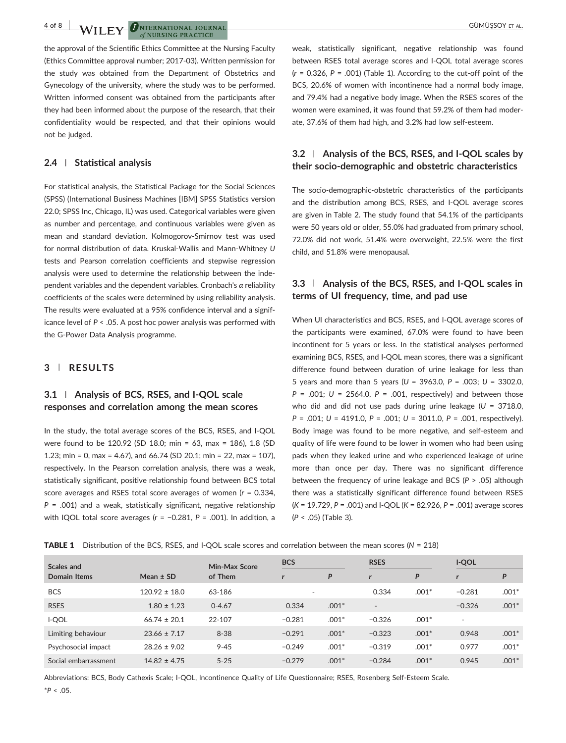the approval of the Scientific Ethics Committee at the Nursing Faculty (Ethics Committee approval number; 2017-03). Written permission for the study was obtained from the Department of Obstetrics and Gynecology of the university, where the study was to be performed. Written informed consent was obtained from the participants after they had been informed about the purpose of the research, that their confidentiality would be respected, and that their opinions would not be judged.

### 2.4 | Statistical analysis

For statistical analysis, the Statistical Package for the Social Sciences (SPSS) (International Business Machines [IBM] SPSS Statistics version 22.0; SPSS Inc, Chicago, IL) was used. Categorical variables were given as number and percentage, and continuous variables were given as mean and standard deviation. Kolmogorov-Smirnov test was used for normal distribution of data. Kruskal-Wallis and Mann-Whitney *U* tests and Pearson correlation coefficients and stepwise regression analysis were used to determine the relationship between the independent variables and the dependent variables. Cronbach's α reliability coefficients of the scales were determined by using reliability analysis. The results were evaluated at a 95% confidence interval and a significance level of $P < .05$. A post hoc power analysis was performed with the G-Power Data Analysis programme.

## 3 | RESULTS

### 3.1 | Analysis of BCS, RSES, and I-QOL scale responses and correlation among the mean scores

In the study, the total average scores of the BCS, RSES, and I-QOL were found to be 120.92 (SD 18.0; min = 63, max = 186), 1.8 (SD 1.23; min = 0, max = 4.67), and 66.74 (SD 20.1; min = 22, max = 107), respectively. In the Pearson correlation analysis, there was a weak, statistically significant, positive relationship found between BCS total score averages and RSES total score averages of women ($r = 0.334$, $P = .001$) and a weak, statistically significant, negative relationship with IQOL total score averages ($r = −0.281$, $P = .001$). In addition, a weak, statistically significant, negative relationship was found between RSES total average scores and I-QOL total average scores ($r = 0.326$, $P = .001$) (Table 1). According to the cut-off point of the BCS, 20.6% of women with incontinence had a normal body image, and 79.4% had a negative body image. When the RSES scores of the women were examined, it was found that 59.2% of them had moderate, 37.6% of them had high, and 3.2% had low self-esteem.

### 3.2 | Analysis of the BCS, RSES, and I-QOL scales by their socio-demographic and obstetric characteristics

The socio-demographic-obstetric characteristics of the participants and the distribution among BCS, RSES, and I-QOL average scores are given in Table 2. The study found that 54.1% of the participants were 50 years old or older, 55.0% had graduated from primary school, 72.0% did not work, 51.4% were overweight, 22.5% were the first child, and 51.8% were menopausal.

### 3.3 | Analysis of the BCS, RSES, and I-QOL scales in terms of UI frequency, time, and pad use

When UI characteristics and BCS, RSES, and I-QOL average scores of the participants were examined, 67.0% were found to have been incontinent for 5 years or less. In the statistical analyses performed examining BCS, RSES, and I-QOL mean scores, there was a significant difference found between duration of urine leakage for less than 5 years and more than 5 years ($U = 3963.0$, $P = .003$; $U = 3302.0$, $P = .001$; $U = 2564.0$, $P = .001$, respectively) and between those who did and did not use pads during urine leakage ($U = 3718.0$, $P = .001$; $U = 4191.0$, $P = .001$; $U = 3011.0$, $P = .001$, respectively). Body image was found to be more negative, and self-esteem and quality of life were found to be lower in women who had been using pads when they leaked urine and who experienced leakage of urine more than once per day. There was no significant difference between the frequency of urine leakage and BCS ($P > .05$) although there was a statistically significant difference found between RSES ($K = 19.729$, $P = .001$) and I-QOL ($K = 82.926$, $P = .001$) average scores ($P < .05$) (Table 3).

**TABLE 1** Distribution of the BCS, RSES, and I-QOL scale scores and correlation between the mean scores ($N = 218$)

| Scales and Domain Items | Mean ± SD | Min-Max Score of Them | BCS | | RSES | | I-QOL | |
|---|---|---|---|---|---|---|---|---|
| | | | *r* | *P* | *r* | *P* | *r* | *P* |
| BCS | 120.92 ± 18.0 | 63-186 | - | | 0.334 | .001* | −0.281 | .001* |
| RSES | 1.80 ± 1.23 | 0-4.67 | 0.334 | .001* | - | | −0.326 | .001* |
| I-QOL | 66.74 ± 20.1 | 22-107 | −0.281 | .001* | −0.326 | .001* | - | |
| Limiting behaviour | 23.66 ± 7.17 | 8-38 | −0.291 | .001* | −0.323 | .001* | 0.948 | .001* |
| Psychosocial impact | 28.26 ± 9.02 | 9-45 | −0.249 | .001* | −0.319 | .001* | 0.977 | .001* |
| Social embarrassment | 14.82 ± 4.75 | 5-25 | −0.279 | .001* | −0.284 | .001* | 0.945 | .001* |

Abbreviations: BCS, Body Cathexis Scale; I-QOL, Incontinence Quality of Life Questionnaire; RSES, Rosenberg Self-Esteem Scale.

*$P < .05$.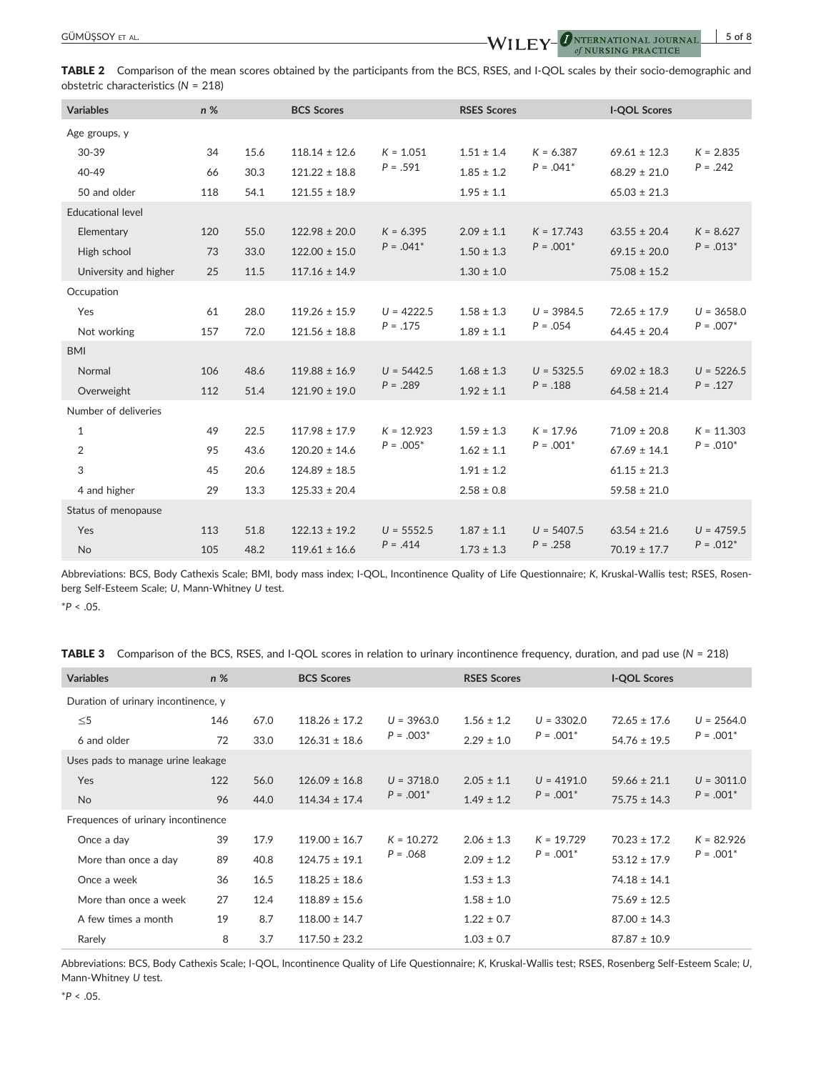**TABLE 2** Comparison of the mean scores obtained by the participants from the BCS, RSES, and I-QOL scales by their socio-demographic and obstetric characteristics ($N$ = 218)

| Variables | n | % | BCS Scores | | RSES Scores | | I-QOL Scores | |
|---|---|---|---|---|---|---|---|---|
| Age groups, y | | | | | | | | |
| 30-39 | 34 | 15.6 | 118.14 ± 12.6 | $K$ = 1.051 $P$ = .591 | 1.51 ± 1.4 | $K$ = 6.387 $P$ = .041* | 69.61 ± 12.3 | $K$ = 2.835 $P$ = .242 |
| 40-49 | 66 | 30.3 | 121.22 ± 18.8 | | 1.85 ± 1.2 | | 68.29 ± 21.0 | |
| 50 and older | 118 | 54.1 | 121.55 ± 18.9 | | 1.95 ± 1.1 | | 65.03 ± 21.3 | |
| Educational level | | | | | | | | |
| Elementary | 120 | 55.0 | 122.98 ± 20.0 | $K$ = 6.395 $P$ = .041* | 2.09 ± 1.1 | $K$ = 17.743 $P$ = .001* | 63.55 ± 20.4 | $K$ = 8.627 $P$ = .013* |
| High school | 73 | 33.0 | 122.00 ± 15.0 | | 1.50 ± 1.3 | | 69.15 ± 20.0 | |
| University and higher | 25 | 11.5 | 117.16 ± 14.9 | | 1.30 ± 1.0 | | 75.08 ± 15.2 | |
| Occupation | | | | | | | | |
| Yes | 61 | 28.0 | 119.26 ± 15.9 | $U$ = 4222.5 $P$ = .175 | 1.58 ± 1.3 | $U$ = 3984.5 $P$ = .054 | 72.65 ± 17.9 | $U$ = 3658.0 $P$ = .007* |
| Not working | 157 | 72.0 | 121.56 ± 18.8 | | 1.89 ± 1.1 | | 64.45 ± 20.4 | |
| BMI | | | | | | | | |
| Normal | 106 | 48.6 | 119.88 ± 16.9 | $U$ = 5442.5 $P$ = .289 | 1.68 ± 1.3 | $U$ = 5325.5 $P$ = .188 | 69.02 ± 18.3 | $U$ = 5226.5 $P$ = .127 |
| Overweight | 112 | 51.4 | 121.90 ± 19.0 | | 1.92 ± 1.1 | | 64.58 ± 21.4 | |
| Number of deliveries | | | | | | | | |
| 1 | 49 | 22.5 | 117.98 ± 17.9 | $K$ = 12.923 $P$ = .005* | 1.59 ± 1.3 | $K$ = 17.96 $P$ = .001* | 71.09 ± 20.8 | $K$ = 11.303 $P$ = .010* |
| 2 | 95 | 43.6 | 120.20 ± 14.6 | | 1.62 ± 1.1 | | 67.69 ± 14.1 | |
| 3 | 45 | 20.6 | 124.89 ± 18.5 | | 1.91 ± 1.2 | | 61.15 ± 21.3 | |
| 4 and higher | 29 | 13.3 | 125.33 ± 20.4 | | 2.58 ± 0.8 | | 59.58 ± 21.0 | |
| Status of menopause | | | | | | | | |
| Yes | 113 | 51.8 | 122.13 ± 19.2 | $U$ = 5552.5 $P$ = .414 | 1.87 ± 1.1 | $U$ = 5407.5 $P$ = .258 | 63.54 ± 21.6 | $U$ = 4759.5 $P$ = .012* |
| No | 105 | 48.2 | 119.61 ± 16.6 | | 1.73 ± 1.3 | | 70.19 ± 17.7 | |

Abbreviations: BCS, Body Cathexis Scale; BMI, body mass index; I-QOL, Incontinence Quality of Life Questionnaire; $K$, Kruskal-Wallis test; RSES, Rosenberg Self-Esteem Scale; $U$, Mann-Whitney $U$ test.

*$P$ < .05.

**TABLE 3** Comparison of the BCS, RSES, and I-QOL scores in relation to urinary incontinence frequency, duration, and pad use ($N$ = 218)

| Variables | n | % | BCS Scores | | RSES Scores | | I-QOL Scores | |
|---|---|---|---|---|---|---|---|---|
| Duration of urinary incontinence, y | | | | | | | | |
| ≤5 | 146 | 67.0 | 118.26 ± 17.2 | $U$ = 3963.0 $P$ = .003* | 1.56 ± 1.2 | $U$ = 3302.0 $P$ = .001* | 72.65 ± 17.6 | $U$ = 2564.0 $P$ = .001* |
| 6 and older | 72 | 33.0 | 126.31 ± 18.6 | | 2.29 ± 1.0 | | 54.76 ± 19.5 | |
| Uses pads to manage urine leakage | | | | | | | | |
| Yes | 122 | 56.0 | 126.09 ± 16.8 | $U$ = 3718.0 $P$ = .001* | 2.05 ± 1.1 | $U$ = 4191.0 $P$ = .001* | 59.66 ± 21.1 | $U$ = 3011.0 $P$ = .001* |
| No | 96 | 44.0 | 114.34 ± 17.4 | | 1.49 ± 1.2 | | 75.75 ± 14.3 | |
| Frequences of urinary incontinence | | | | | | | | |
| Once a day | 39 | 17.9 | 119.00 ± 16.7 | $K$ = 10.272 $P$ = .068 | 2.06 ± 1.3 | $K$ = 19.729 $P$ = .001* | 70.23 ± 17.2 | $K$ = 82.926 $P$ = .001* |
| More than once a day | 89 | 40.8 | 124.75 ± 19.1 | | 2.09 ± 1.2 | | 53.12 ± 17.9 | |
| Once a week | 36 | 16.5 | 118.25 ± 18.6 | | 1.53 ± 1.3 | | 74.18 ± 14.1 | |
| More than once a week | 27 | 12.4 | 118.89 ± 15.6 | | 1.58 ± 1.0 | | 75.69 ± 12.5 | |
| A few times a month | 19 | 8.7 | 118.00 ± 14.7 | | 1.22 ± 0.7 | | 87.00 ± 14.3 | |
| Rarely | 8 | 3.7 | 117.50 ± 23.2 | | 1.03 ± 0.7 | | 87.87 ± 10.9 | |

Abbreviations: BCS, Body Cathexis Scale; I-QOL, Incontinence Quality of Life Questionnaire; $K$, Kruskal-Wallis test; RSES, Rosenberg Self-Esteem Scale; $U$, Mann-Whitney $U$ test.

*$P$ < .05.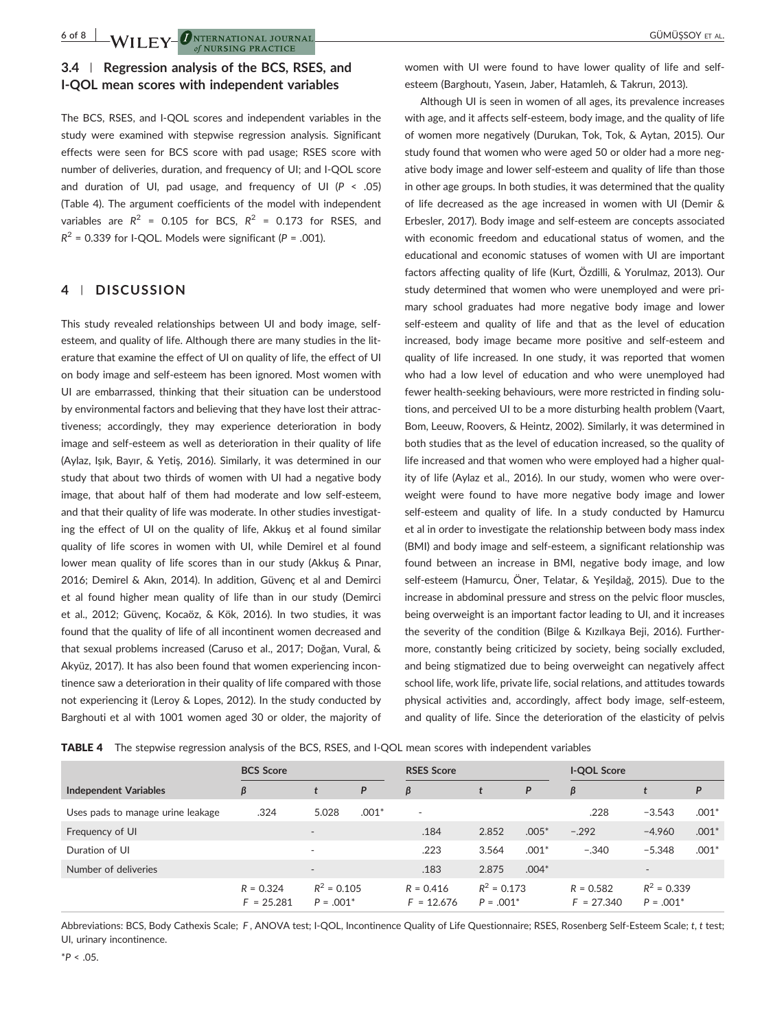### 3.4 | Regression analysis of the BCS, RSES, and I-QOL mean scores with independent variables

The BCS, RSES, and I-QOL scores and independent variables in the study were examined with stepwise regression analysis. Significant effects were seen for BCS score with pad usage; RSES score with number of deliveries, duration, and frequency of UI; and I-QOL score and duration of UI, pad usage, and frequency of UI ($P < .05$) (Table 4). The argument coefficients of the model with independent variables are $R^2$ = 0.105 for BCS, $R^2$ = 0.173 for RSES, and $R^2$ = 0.339 for I-QOL. Models were significant ($P$ = .001).

## 4 | DISCUSSION

This study revealed relationships between UI and body image, self-esteem, and quality of life. Although there are many studies in the literature that examine the effect of UI on quality of life, the effect of UI on body image and self-esteem has been ignored. Most women with UI are embarrassed, thinking that their situation can be understood by environmental factors and believing that they have lost their attractiveness; accordingly, they may experience deterioration in body image and self-esteem as well as deterioration in their quality of life (Aylaz, Işık, Bayır, & Yetiş, 2016). Similarly, it was determined in our study that about two thirds of women with UI had a negative body image, that about half of them had moderate and low self-esteem, and that their quality of life was moderate. In other studies investigating the effect of UI on the quality of life, Akkuş et al found similar quality of life scores in women with UI, while Demirel et al found lower mean quality of life scores than in our study (Akkuş & Pınar, 2016; Demirel & Akın, 2014). In addition, Güvenç et al and Demirci et al found higher mean quality of life than in our study (Demirci et al., 2012; Güvenç, Kocaöz, & Kök, 2016). In two studies, it was found that the quality of life of all incontinent women decreased and that sexual problems increased (Caruso et al., 2017; Doğan, Vural, & Akyüz, 2017). It has also been found that women experiencing incontinence saw a deterioration in their quality of life compared with those not experiencing it (Leroy & Lopes, 2012). In the study conducted by Barghouti et al with 1001 women aged 30 or older, the majority of women with UI were found to have lower quality of life and self-esteem (Barghoutı, Yasein, Jaber, Hatamleh, & Takrurı, 2013).

Although UI is seen in women of all ages, its prevalence increases with age, and it affects self-esteem, body image, and the quality of life of women more negatively (Durukan, Tok, Tok, & Aytan, 2015). Our study found that women who were aged 50 or older had a more negative body image and lower self-esteem and quality of life than those in other age groups. In both studies, it was determined that the quality of life decreased as the age increased in women with UI (Demir & Erbesler, 2017). Body image and self-esteem are concepts associated with economic freedom and educational status of women, and the educational and economic statuses of women with UI are important factors affecting quality of life (Kurt, Özdilli, & Yorulmaz, 2013). Our study determined that women who were unemployed and were primary school graduates had more negative body image and lower self-esteem and quality of life and that as the level of education increased, body image became more positive and self-esteem and quality of life increased. In one study, it was reported that women who had a low level of education and who were unemployed had fewer health-seeking behaviours, were more restricted in finding solutions, and perceived UI to be a more disturbing health problem (Vaart, Bom, Leeuw, Roovers, & Heintz, 2002). Similarly, it was determined in both studies that as the level of education increased, so the quality of life increased and that women who were employed had a higher quality of life (Aylaz et al., 2016). In our study, women who were overweight were found to have more negative body image and lower self-esteem and quality of life. In a study conducted by Hamurcu et al in order to investigate the relationship between body mass index (BMI) and body image and self-esteem, a significant relationship was found between an increase in BMI, negative body image, and low self-esteem (Hamurcu, Öner, Telatar, & Yeşildağ, 2015). Due to the increase in abdominal pressure and stress on the pelvic floor muscles, being overweight is an important factor leading to UI, and it increases the severity of the condition (Bilge & Kızılkaya Beji, 2016). Furthermore, constantly being criticized by society, being socially excluded, and being stigmatized due to being overweight can negatively affect school life, work life, private life, social relations, and attitudes towards physical activities and, accordingly, affect body image, self-esteem, and quality of life. Since the deterioration of the elasticity of pelvis

**TABLE 4** The stepwise regression analysis of the BCS, RSES, and I-QOL mean scores with independent variables

| | BCS Score | | | RSES Score | | | I-QOL Score | | |
|---|---|---|---|---|---|---|---|---|---|
| Independent Variables | β | t | P | β | t | P | β | t | P |
| Uses pads to manage urine leakage | .324 | 5.028 | .001* | - | | | .228 | −3.543 | .001* |
| Frequency of UI | | - | | .184 | 2.852 | .005* | −.292 | −4.960 | .001* |
| Duration of UI | | - | | .223 | 3.564 | .001* | −.340 | −5.348 | .001* |
| Number of deliveries | | - | | .183 | 2.875 | .004* | | - | |
| | $R$ = 0.324 $F$ = 25.281 | $R^2$ = 0.105 $P$ = .001* | | $R$ = 0.416 $F$ = 12.676 | $R^2$ = 0.173 $P$ = .001* | | $R$ = 0.582 $F$ = 27.340 | $R^2$ = 0.339 $P$ = .001* | |

Abbreviations: BCS, Body Cathexis Scale; $F$, ANOVA test; I-QOL, Incontinence Quality of Life Questionnaire; RSES, Rosenberg Self-Esteem Scale; $t$, t test; UI, urinary incontinence.

*$P$ < .05.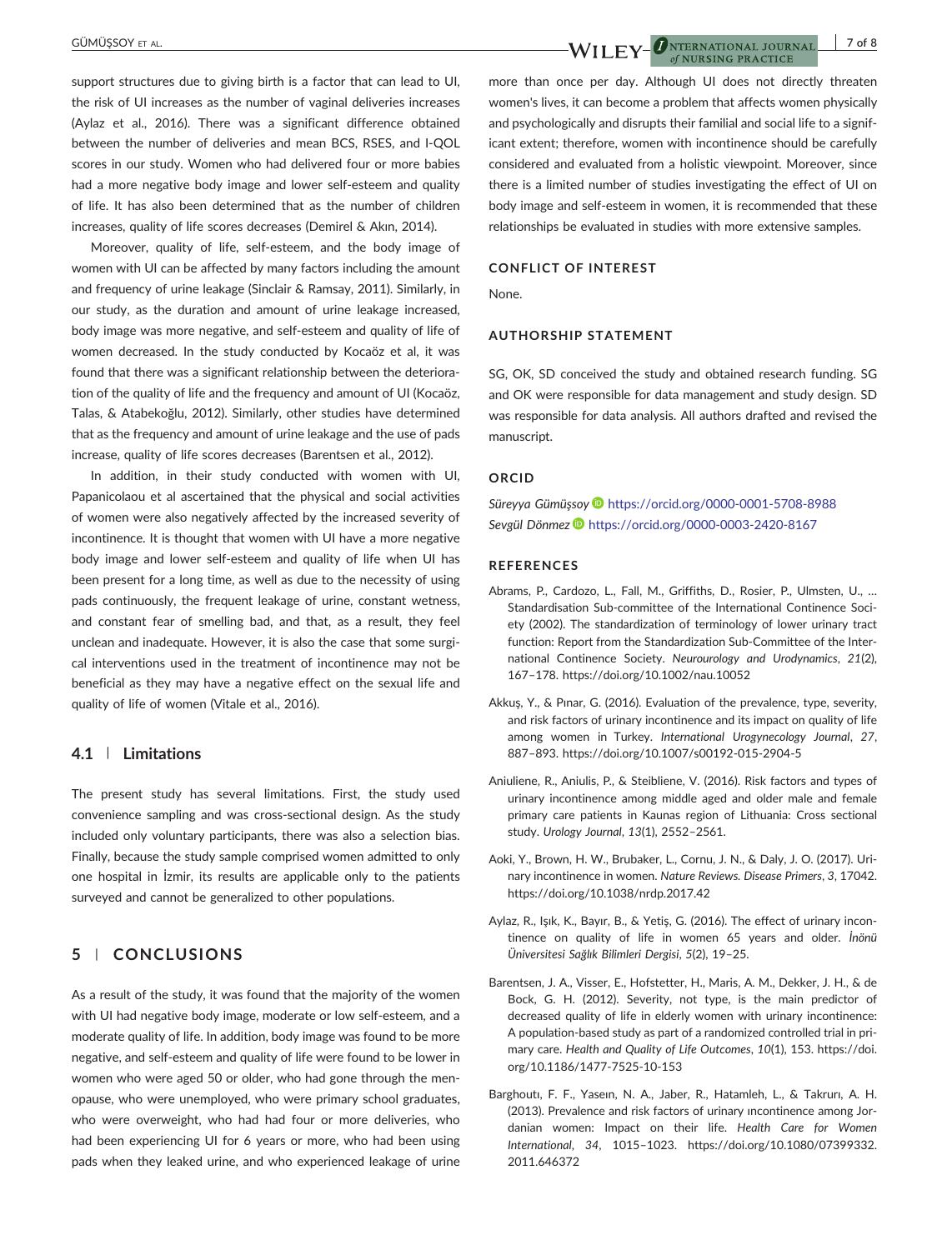support structures due to giving birth is a factor that can lead to UI, the risk of UI increases as the number of vaginal deliveries increases (Aylaz et al., 2016). There was a significant difference obtained between the number of deliveries and mean BCS, RSES, and I-QOL scores in our study. Women who had delivered four or more babies had a more negative body image and lower self-esteem and quality of life. It has also been determined that as the number of children increases, quality of life scores decreases (Demirel & Akın, 2014).

Moreover, quality of life, self-esteem, and the body image of women with UI can be affected by many factors including the amount and frequency of urine leakage (Sinclair & Ramsay, 2011). Similarly, in our study, as the duration and amount of urine leakage increased, body image was more negative, and self-esteem and quality of life of women decreased. In the study conducted by Kocaöz et al, it was found that there was a significant relationship between the deterioration of the quality of life and the frequency and amount of UI (Kocaöz, Talas, & Atabekoğlu, 2012). Similarly, other studies have determined that as the frequency and amount of urine leakage and the use of pads increase, quality of life scores decreases (Barentsen et al., 2012).

In addition, in their study conducted with women with UI, Papanicolaou et al ascertained that the physical and social activities of women were also negatively affected by the increased severity of incontinence. It is thought that women with UI have a more negative body image and lower self-esteem and quality of life when UI has been present for a long time, as well as due to the necessity of using pads continuously, the frequent leakage of urine, constant wetness, and constant fear of smelling bad, and that, as a result, they feel unclean and inadequate. However, it is also the case that some surgical interventions used in the treatment of incontinence may not be beneficial as they may have a negative effect on the sexual life and quality of life of women (Vitale et al., 2016).

### 4.1 | Limitations

The present study has several limitations. First, the study used convenience sampling and was cross-sectional design. As the study included only voluntary participants, there was also a selection bias. Finally, because the study sample comprised women admitted to only one hospital in İzmir, its results are applicable only to the patients surveyed and cannot be generalized to other populations.

## 5 | CONCLUSIONS

As a result of the study, it was found that the majority of the women with UI had negative body image, moderate or low self-esteem, and a moderate quality of life. In addition, body image was found to be more negative, and self-esteem and quality of life were found to be lower in women who were aged 50 or older, who had gone through the menopause, who were unemployed, who were primary school graduates, who were overweight, who had had four or more deliveries, who had been experiencing UI for 6 years or more, who had been using pads when they leaked urine, and who experienced leakage of urine more than once per day. Although UI does not directly threaten women's lives, it can become a problem that affects women physically and psychologically and disrupts their familial and social life to a significant extent; therefore, women with incontinence should be carefully considered and evaluated from a holistic viewpoint. Moreover, since there is a limited number of studies investigating the effect of UI on body image and self-esteem in women, it is recommended that these relationships be evaluated in studies with more extensive samples.

## CONFLICT OF INTEREST

None.

## AUTHORSHIP STATEMENT

SG, OK, SD conceived the study and obtained research funding. SG and OK were responsible for data management and study design. SD was responsible for data analysis. All authors drafted and revised the manuscript.

## ORCID

*Süreyya Gümüşsoy* https://orcid.org/0000-0001-5708-8988
*Sevgül Dönmez* https://orcid.org/0000-0003-2420-8167

## REFERENCES

Abrams, P., Cardozo, L., Fall, M., Griffiths, D., Rosier, P., Ulmsten, U., … Standardisation Sub-committee of the International Continence Society (2002). The standardization of terminology of lower urinary tract function: Report from the Standardization Sub-Committee of the International Continence Society. *Neurourology and Urodynamics*, *21*(2), 167–178. https://doi.org/10.1002/nau.10052

Akkuş, Y., & Pınar, G. (2016). Evaluation of the prevalence, type, severity, and risk factors of urinary incontinence and its impact on quality of life among women in Turkey. *International Urogynecology Journal*, *27*, 887–893. https://doi.org/10.1007/s00192-015-2904-5

Aniuliene, R., Aniulis, P., & Steibliene, V. (2016). Risk factors and types of urinary incontinence among middle aged and older male and female primary care patients in Kaunas region of Lithuania: Cross sectional study. *Urology Journal*, *13*(1), 2552–2561.

Aoki, Y., Brown, H. W., Brubaker, L., Cornu, J. N., & Daly, J. O. (2017). Urinary incontinence in women. *Nature Reviews. Disease Primers*, *3*, 17042. https://doi.org/10.1038/nrdp.2017.42

Aylaz, R., Işık, K., Bayır, B., & Yetiş, G. (2016). The effect of urinary incontinence on quality of life in women 65 years and older. *İnönü Üniversitesi Sağlık Bilimleri Dergisi*, *5*(2), 19–25.

Barentsen, J. A., Visser, E., Hofstetter, H., Maris, A. M., Dekker, J. H., & de Bock, G. H. (2012). Severity, not type, is the main predictor of decreased quality of life in elderly women with urinary incontinence: A population-based study as part of a randomized controlled trial in primary care. *Health and Quality of Life Outcomes*, *10*(1), 153. https://doi.org/10.1186/1477-7525-10-153

Barghoutı, F. F., Yaseın, N. A., Jaber, R., Hatamleh, L., & Takrurı, A. H. (2013). Prevalence and risk factors of urinary ıncontinence among Jordanian women: Impact on their life. *Health Care for Women International*, *34*, 1015–1023. https://doi.org/10.1080/07399332.2011.646372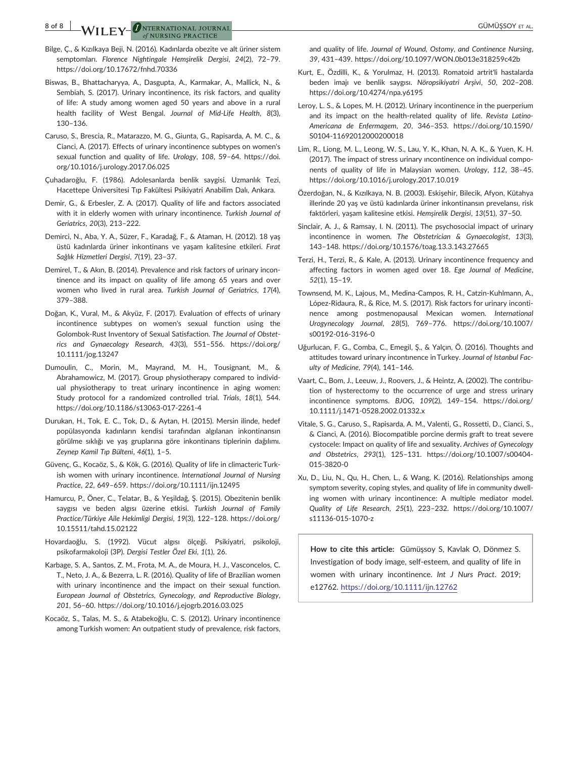Bilge, Ç., & Kızılkaya Beji, N. (2016). Kadınlarda obezite ve alt üriner sistem semptomları. *Florence Nightingale Hemşirelik Dergisi*, *24*(2), 72–79. https://doi.org/10.17672/fnhd.70336

Biswas, B., Bhattacharyya, A., Dasgupta, A., Karmakar, A., Mallick, N., & Sembiah, S. (2017). Urinary incontinence, its risk factors, and quality of life: A study among women aged 50 years and above in a rural health facility of West Bengal. *Journal of Mid-Life Health*, *8*(3), 130–136.

Caruso, S., Brescia, R., Matarazzo, M. G., Giunta, G., Rapisarda, A. M. C., & Cianci, A. (2017). Effects of urinary incontinence subtypes on women's sexual function and quality of life. *Urology*, *108*, 59–64. https://doi.org/10.1016/j.urology.2017.06.025

Çuhadaroğlu, F. (1986). Adolesanlarda benlik saygisi. Uzmanlık Tezi, Hacettepe Üniversitesi Tıp Fakültesi Psikiyatri Anabilim Dalı, Ankara.

Demir, G., & Erbesler, Z. A. (2017). Quality of life and factors associated with it in elderly women with urinary incontinence. *Turkish Journal of Geriatrics*, *20*(3), 213–222.

Demirci, N., Aba, Y. A., Süzer, F., Karadağ, F., & Ataman, H. (2012). 18 yaş üstü kadınlarda üriner inkontinans ve yaşam kalitesine etkileri. *Fırat Sağlık Hizmetleri Dergisi*, *7*(19), 23–37.

Demirel, T., & Akın, B. (2014). Prevalence and risk factors of urinary incontinence and its impact on quality of life among 65 years and over women who lived in rural area. *Turkish Journal of Geriatrics*, *17*(4), 379–388.

Doğan, K., Vural, M., & Akyüz, F. (2017). Evaluation of effects of urinary incontinence subtypes on women's sexual function using the Golombok-Rust Inventory of Sexual Satisfaction. *The Journal of Obstetrics and Gynaecology Research*, *43*(3), 551–556. https://doi.org/10.1111/jog.13247

Dumoulin, C., Morin, M., Mayrand, M. H., Tousignant, M., & Abrahamowicz, M. (2017). Group physiotherapy compared to individual physiotherapy to treat urinary incontinence in aging women: Study protocol for a randomized controlled trial. *Trials*, *18*(1), 544. https://doi.org/10.1186/s13063-017-2261-4

Durukan, H., Tok, E. C., Tok, D., & Aytan, H. (2015). Mersin ilinde, hedef popülasyonda kadınların kendisi tarafından algılanan inkontinansın görülme sıklığı ve yaş gruplarına göre inkontinans tiplerinin dağılımı. *Zeynep Kamil Tıp Bülteni*, *46*(1), 1–5.

Güvenç, G., Kocaöz, S., & Kök, G. (2016). Quality of life in climacteric Turkish women with urinary incontinence. *International Journal of Nursing Practice*, *22*, 649–659. https://doi.org/10.1111/ijn.12495

Hamurcu, P., Öner, C., Telatar, B., & Yeşildağ, Ş. (2015). Obezitenin benlik saygısı ve beden algısı üzerine etkisi. *Turkish Journal of Family Practice/Türkiye Aile Hekimligi Dergisi*, *19*(3), 122–128. https://doi.org/10.15511/tahd.15.02122

Hovardaoğlu, S. (1992). Vücut algısı ölçeği. Psikiyatri, psikoloji, psikofarmakoloji (3P). *Dergisi Testler Özel Eki*, *1*(1), 26.

Karbage, S. A., Santos, Z. M., Frota, M. A., de Moura, H. J., Vasconcelos, C. T., Neto, J. A., & Bezerra, L. R. (2016). Quality of life of Brazilian women with urinary incontinence and the impact on their sexual function. *European Journal of Obstetrics, Gynecology, and Reproductive Biology*, *201*, 56–60. https://doi.org/10.1016/j.ejogrb.2016.03.025

Kocaöz, S., Talas, M. S., & Atabekoğlu, C. S. (2012). Urinary incontinence among Turkish women: An outpatient study of prevalence, risk factors, and quality of life. *Journal of Wound, Ostomy, and Continence Nursing*, *39*, 431–439. https://doi.org/10.1097/WON.0b013e318259c42b

Kurt, E., Özdilli, K., & Yorulmaz, H. (2013). Romatoid artrit'li hastalarda beden imajı ve benlik saygısı. *Nöropsikiyatri Arşivi*, *50*, 202–208. https://doi.org/10.4274/npa.y6195

Leroy, L. S., & Lopes, M. H. (2012). Urinary incontinence in the puerperium and its impact on the health-related quality of life. *Revista Latino-Americana de Enfermagem*, *20*, 346–353. https://doi.org/10.1590/S0104-11692012000200018

Lim, R., Liong, M. L., Leong, W. S., Lau, Y. K., Khan, N. A. K., & Yuen, K. H. (2017). The impact of stress urinary ıncontinence on individual components of quality of life in Malaysian women. *Urology*, *112*, 38–45. https://doi.org/10.1016/j.urology.2017.10.019

Özerdoğan, N., & Kızılkaya, N. B. (2003). Eskişehir, Bilecik, Afyon, Kütahya illerinde 20 yaş ve üstü kadınlarda üriner inkontinansın prevelansı, risk faktörleri, yaşam kalitesine etkisi. *Hemşirelik Dergisi*, *13*(51), 37–50.

Sinclair, A. J., & Ramsay, I. N. (2011). The psychosocial impact of urinary incontinence in women. *The Obstetrician & Gynaecologist*, *13*(3), 143–148. https://doi.org/10.1576/toag.13.3.143.27665

Terzi, H., Terzi, R., & Kale, A. (2013). Urinary incontinence frequency and affecting factors in women aged over 18. *Ege Journal of Medicine*, *52*(1), 15–19.

Townsend, M. K., Lajous, M., Medina-Campos, R. H., Catzin-Kuhlmann, A., López-Ridaura, R., & Rice, M. S. (2017). Risk factors for urinary incontinence among postmenopausal Mexican women. *International Urogynecology Journal*, *28*(5), 769–776. https://doi.org/10.1007/s00192-016-3196-0

Uğurlucan, F. G., Comba, C., Emegil, Ş., & Yalçın, Ö. (2016). Thoughts and attitudes toward urinary incontinence in Turkey. *Journal of Istanbul Faculty of Medicine*, *79*(4), 141–146.

Vaart, C., Bom, J., Leeuw, J., Roovers, J., & Heintz, A. (2002). The contribution of hysterectomy to the occurrence of urge and stress urinary incontinence symptoms. *BJOG*, *109*(2), 149–154. https://doi.org/10.1111/j.1471-0528.2002.01332.x

Vitale, S. G., Caruso, S., Rapisarda, A. M., Valenti, G., Rossetti, D., Cianci, S., & Cianci, A. (2016). Biocompatible porcine dermis graft to treat severe cystocele: Impact on quality of life and sexuality. *Archives of Gynecology and Obstetrics*, *293*(1), 125–131. https://doi.org/10.1007/s00404-015-3820-0

Xu, D., Liu, N., Qu, H., Chen, L., & Wang, K. (2016). Relationships among symptom severity, coping styles, and quality of life in community dwelling women with urinary incontinence: A multiple mediator model. *Quality of Life Research*, *25*(1), 223–232. https://doi.org/10.1007/s11136-015-1070-z

**How to cite this article:** Gümüşsoy S, Kavlak O, Dönmez S. Investigation of body image, self-esteem, and quality of life in women with urinary incontinence. *Int J Nurs Pract*. 2019; e12762. https://doi.org/10.1111/ijn.12762